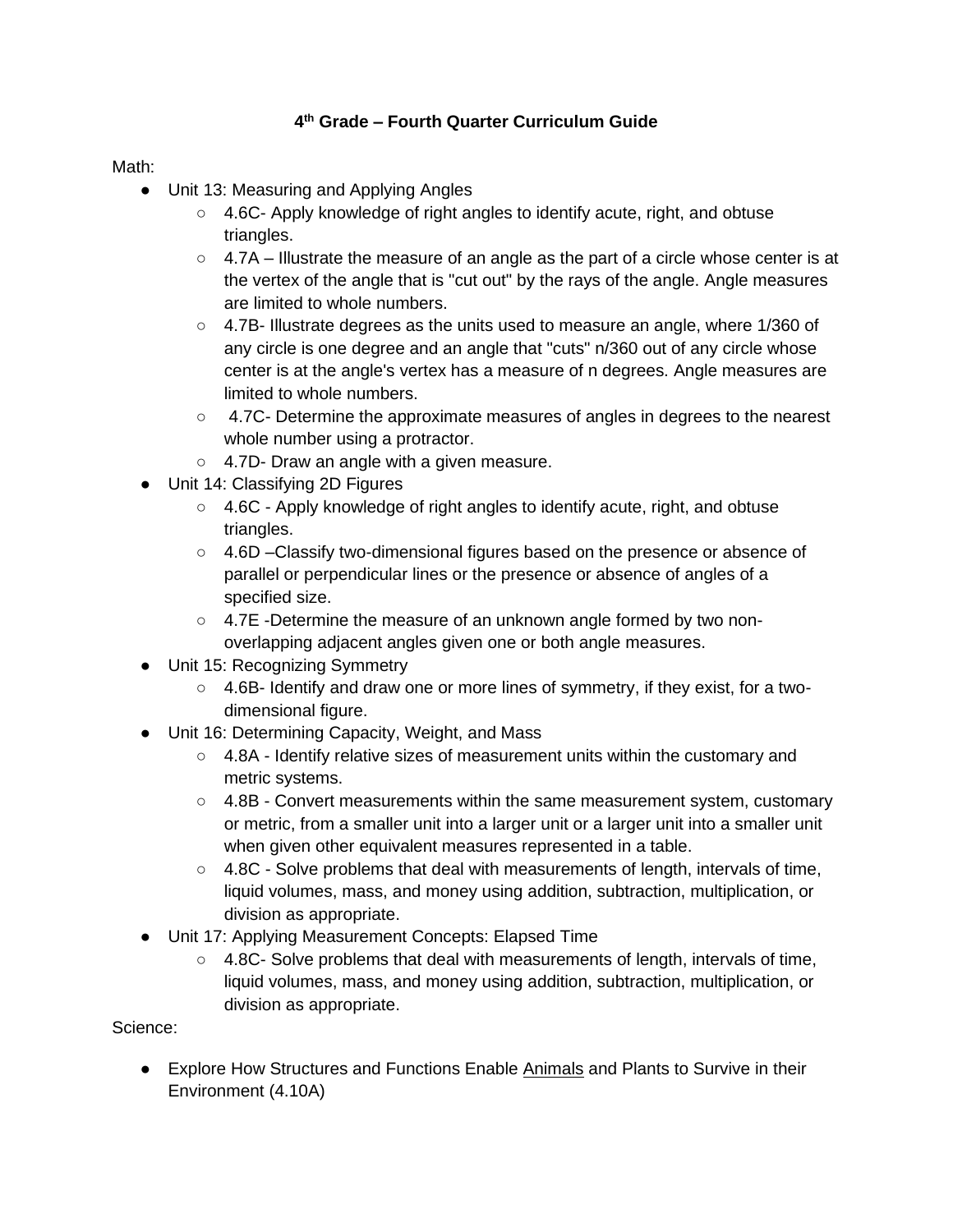# 4th Grade – Fourth Quarter Curriculum Guide

Math:

- Unit 13: Measuring and Applying Angles
  - 4.6C- Apply knowledge of right angles to identify acute, right, and obtuse triangles.
  - 4.7A – Illustrate the measure of an angle as the part of a circle whose center is at the vertex of the angle that is "cut out" by the rays of the angle. Angle measures are limited to whole numbers.
  - 4.7B- Illustrate degrees as the units used to measure an angle, where 1/360 of any circle is one degree and an angle that "cuts" n/360 out of any circle whose center is at the angle's vertex has a measure of n degrees. Angle measures are limited to whole numbers.
  - 4.7C- Determine the approximate measures of angles in degrees to the nearest whole number using a protractor.
  - 4.7D- Draw an angle with a given measure.
- Unit 14: Classifying 2D Figures
  - 4.6C - Apply knowledge of right angles to identify acute, right, and obtuse triangles.
  - 4.6D –Classify two-dimensional figures based on the presence or absence of parallel or perpendicular lines or the presence or absence of angles of a specified size.
  - 4.7E -Determine the measure of an unknown angle formed by two non-overlapping adjacent angles given one or both angle measures.
- Unit 15: Recognizing Symmetry
  - 4.6B- Identify and draw one or more lines of symmetry, if they exist, for a two-dimensional figure.
- Unit 16: Determining Capacity, Weight, and Mass
  - 4.8A - Identify relative sizes of measurement units within the customary and metric systems.
  - 4.8B - Convert measurements within the same measurement system, customary or metric, from a smaller unit into a larger unit or a larger unit into a smaller unit when given other equivalent measures represented in a table.
  - 4.8C - Solve problems that deal with measurements of length, intervals of time, liquid volumes, mass, and money using addition, subtraction, multiplication, or division as appropriate.
- Unit 17: Applying Measurement Concepts: Elapsed Time
  - 4.8C- Solve problems that deal with measurements of length, intervals of time, liquid volumes, mass, and money using addition, subtraction, multiplication, or division as appropriate.

Science:

- Explore How Structures and Functions Enable Animals and Plants to Survive in their Environment (4.10A)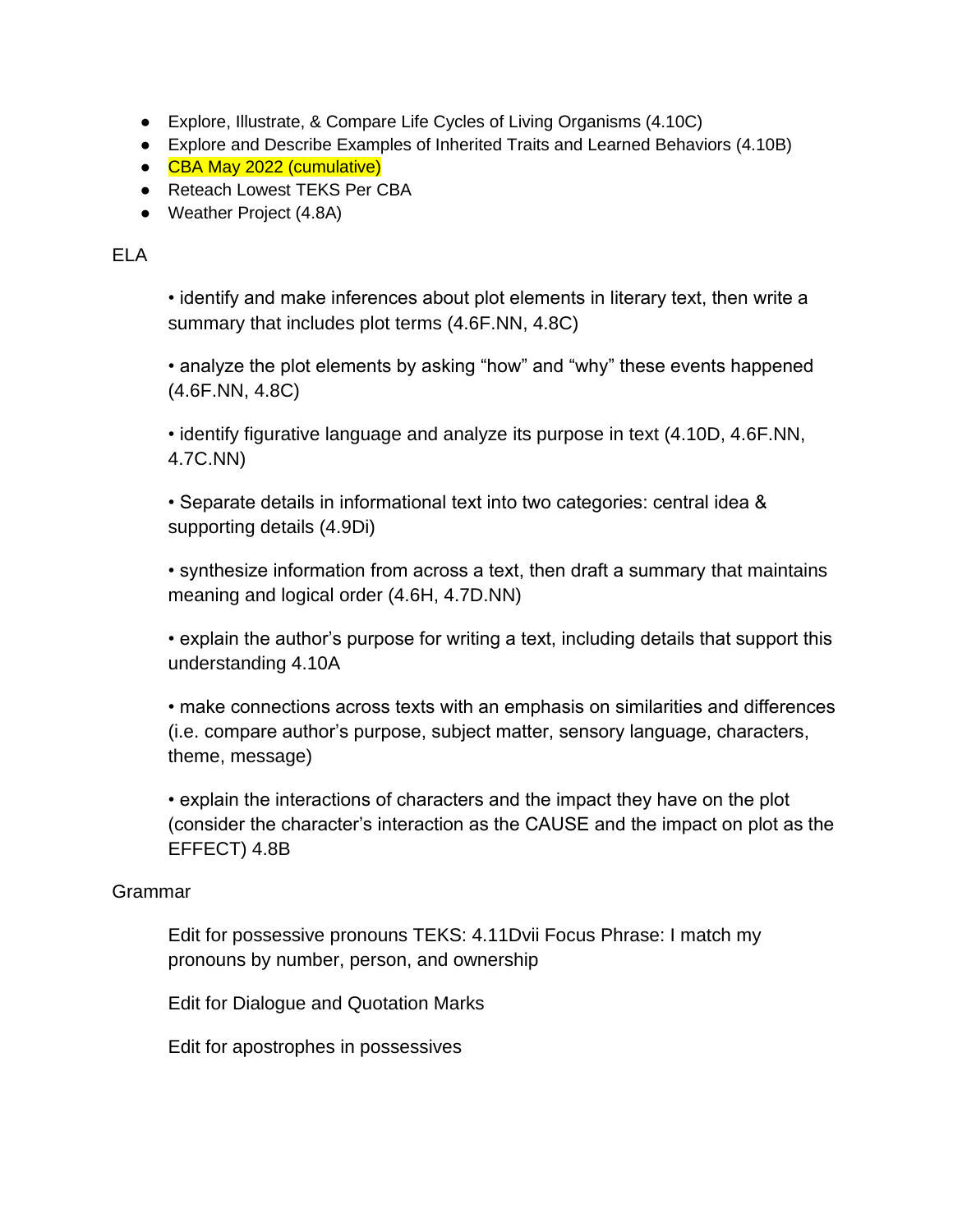- Explore, Illustrate, & Compare Life Cycles of Living Organisms (4.10C)
- Explore and Describe Examples of Inherited Traits and Learned Behaviors (4.10B)
- CBA May 2022 (cumulative)
- Reteach Lowest TEKS Per CBA
- Weather Project (4.8A)

ELA

• identify and make inferences about plot elements in literary text, then write a summary that includes plot terms (4.6F.NN, 4.8C)

• analyze the plot elements by asking "how" and "why" these events happened (4.6F.NN, 4.8C)

• identify figurative language and analyze its purpose in text (4.10D, 4.6F.NN, 4.7C.NN)

• Separate details in informational text into two categories: central idea & supporting details (4.9Di)

• synthesize information from across a text, then draft a summary that maintains meaning and logical order (4.6H, 4.7D.NN)

• explain the author's purpose for writing a text, including details that support this understanding 4.10A

• make connections across texts with an emphasis on similarities and differences (i.e. compare author's purpose, subject matter, sensory language, characters, theme, message)

• explain the interactions of characters and the impact they have on the plot (consider the character's interaction as the CAUSE and the impact on plot as the EFFECT) 4.8B

Grammar

Edit for possessive pronouns TEKS: 4.11Dvii Focus Phrase: I match my pronouns by number, person, and ownership

Edit for Dialogue and Quotation Marks

Edit for apostrophes in possessives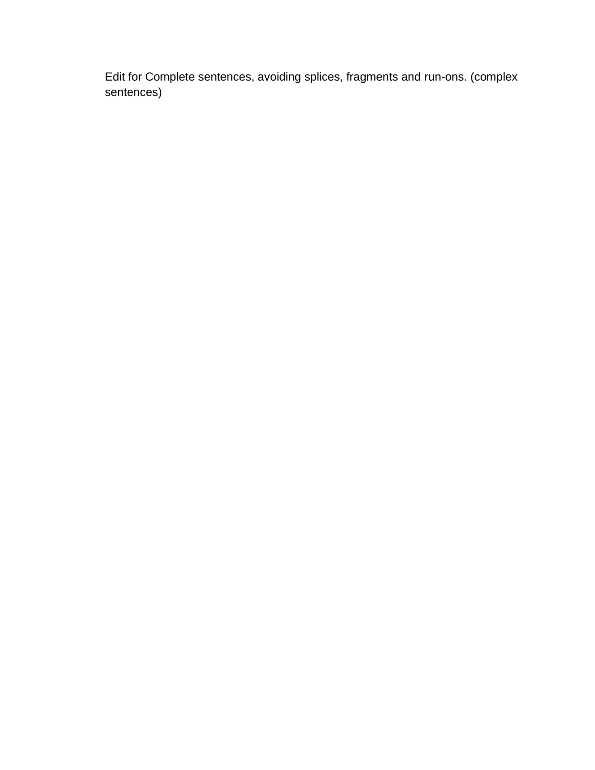Edit for Complete sentences, avoiding splices, fragments and run-ons. (complex sentences)